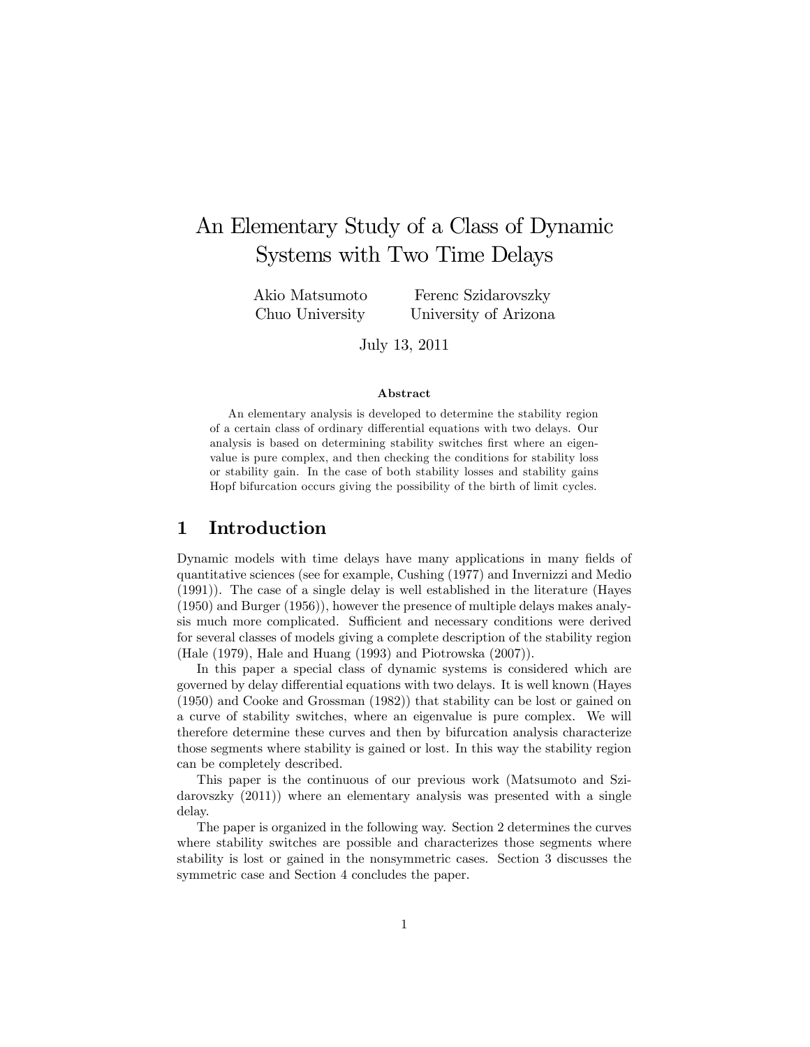# An Elementary Study of a Class of Dynamic Systems with Two Time Delays

Akio Matsumoto
Chuo University

Ferenc Szidarovszky
University of Arizona

July 13, 2011

**Abstract**

An elementary analysis is developed to determine the stability region of a certain class of ordinary differential equations with two delays. Our analysis is based on determining stability switches first where an eigenvalue is pure complex, and then checking the conditions for stability loss or stability gain. In the case of both stability losses and stability gains Hopf bifurcation occurs giving the possibility of the birth of limit cycles.

## 1 Introduction

Dynamic models with time delays have many applications in many fields of quantitative sciences (see for example, Cushing (1977) and Invernizzi and Medio (1991)). The case of a single delay is well established in the literature (Hayes (1950) and Burger (1956)), however the presence of multiple delays makes analysis much more complicated. Sufficient and necessary conditions were derived for several classes of models giving a complete description of the stability region (Hale (1979), Hale and Huang (1993) and Piotrowska (2007)).

In this paper a special class of dynamic systems is considered which are governed by delay differential equations with two delays. It is well known (Hayes (1950) and Cooke and Grossman (1982)) that stability can be lost or gained on a curve of stability switches, where an eigenvalue is pure complex. We will therefore determine these curves and then by bifurcation analysis characterize those segments where stability is gained or lost. In this way the stability region can be completely described.

This paper is the continuous of our previous work (Matsumoto and Szidarovszky (2011)) where an elementary analysis was presented with a single delay.

The paper is organized in the following way. Section 2 determines the curves where stability switches are possible and characterizes those segments where stability is lost or gained in the nonsymmetric cases. Section 3 discusses the symmetric case and Section 4 concludes the paper.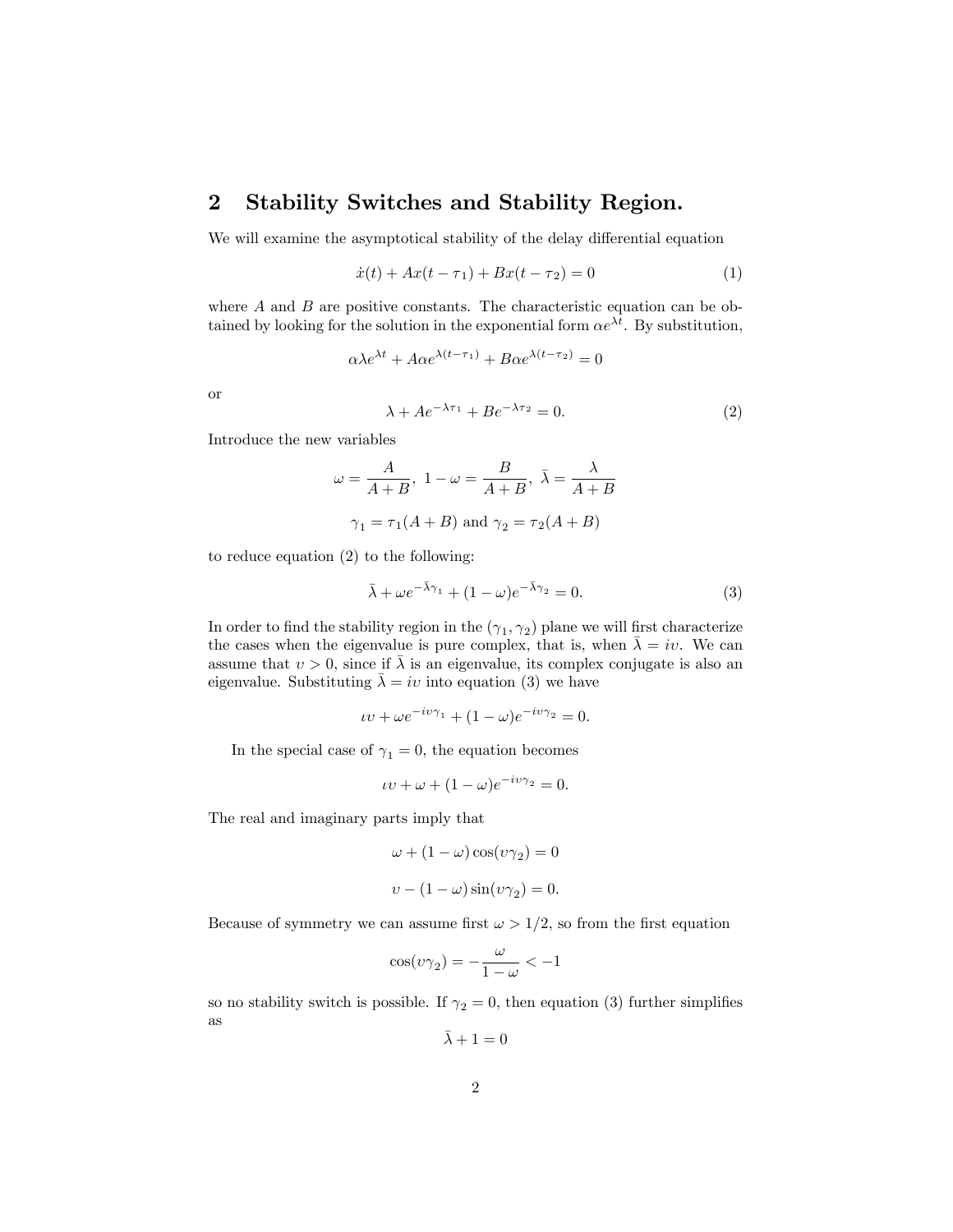## 2 Stability Switches and Stability Region.

We will examine the asymptotical stability of the delay differential equation

$$\dot{x}(t) + Ax(t-\tau_1) + Bx(t-\tau_2) = 0 \tag{1}$$

where $A$ and $B$ are positive constants. The characteristic equation can be obtained by looking for the solution in the exponential form $\alpha e^{\lambda t}$. By substitution,

$$\alpha\lambda e^{\lambda t} + A\alpha e^{\lambda(t-\tau_1)} + B\alpha e^{\lambda(t-\tau_2)} = 0$$

or

$$\lambda + Ae^{-\lambda\tau_1} + Be^{-\lambda\tau_2} = 0. \tag{2}$$

Introduce the new variables

$$\omega = \frac{A}{A+B},\ 1-\omega = \frac{B}{A+B},\ \bar{\lambda} = \frac{\lambda}{A+B}$$

$$\gamma_1 = \tau_1(A+B) \text{ and } \gamma_2 = \tau_2(A+B)$$

to reduce equation (2) to the following:

$$\bar{\lambda} + \omega e^{-\bar{\lambda}\gamma_1} + (1-\omega)e^{-\bar{\lambda}\gamma_2} = 0. \tag{3}$$

In order to find the stability region in the $(\gamma_1, \gamma_2)$ plane we will first characterize the cases when the eigenvalue is pure complex, that is, when $\bar{\lambda} = i\upsilon$. We can assume that $\upsilon > 0$, since if $\bar{\lambda}$ is an eigenvalue, its complex conjugate is also an eigenvalue. Substituting $\bar{\lambda} = i\upsilon$ into equation (3) we have

$$\imath\upsilon + \omega e^{-i\upsilon\gamma_1} + (1-\omega)e^{-i\upsilon\gamma_2} = 0.$$

In the special case of $\gamma_1 = 0$, the equation becomes

$$\imath\upsilon + \omega + (1-\omega)e^{-i\upsilon\gamma_2} = 0.$$

The real and imaginary parts imply that

$$\omega + (1-\omega)\cos(\upsilon\gamma_2) = 0$$

$$\upsilon - (1-\omega)\sin(\upsilon\gamma_2) = 0.$$

Because of symmetry we can assume first $\omega > 1/2$, so from the first equation

$$\cos(\upsilon\gamma_2) = -\frac{\omega}{1-\omega} < -1$$

so no stability switch is possible. If $\gamma_2 = 0$, then equation (3) further simplifies as

$$\bar{\lambda} + 1 = 0$$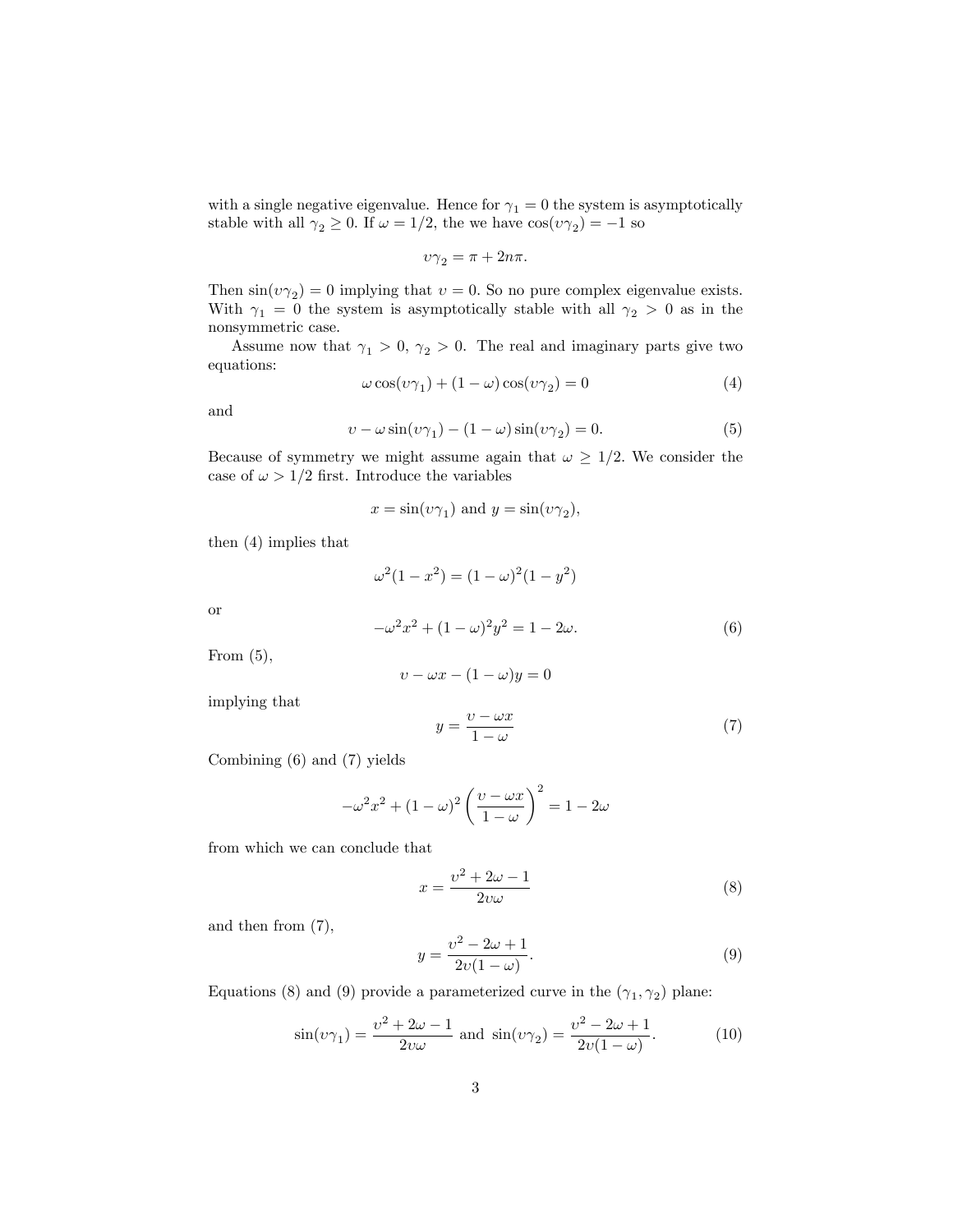with a single negative eigenvalue. Hence for $\gamma_1 = 0$ the system is asymptotically stable with all $\gamma_2 \geq 0$. If $\omega = 1/2$, the we have $\cos(\upsilon\gamma_2) = -1$ so

$$\upsilon\gamma_2 = \pi + 2n\pi.$$

Then $\sin(\upsilon\gamma_2) = 0$ implying that $\upsilon = 0$. So no pure complex eigenvalue exists. With $\gamma_1 = 0$ the system is asymptotically stable with all $\gamma_2 > 0$ as in the nonsymmetric case.

Assume now that $\gamma_1 > 0$, $\gamma_2 > 0$. The real and imaginary parts give two equations:

$$\omega\cos(\upsilon\gamma_1) + (1-\omega)\cos(\upsilon\gamma_2) = 0 \tag{4}$$

and

$$\upsilon - \omega\sin(\upsilon\gamma_1) - (1-\omega)\sin(\upsilon\gamma_2) = 0. \tag{5}$$

Because of symmetry we might assume again that $\omega \geq 1/2$. We consider the case of $\omega > 1/2$ first. Introduce the variables

$$x = \sin(\upsilon\gamma_1) \text{ and } y = \sin(\upsilon\gamma_2),$$

then (4) implies that

$$\omega^2(1-x^2) = (1-\omega)^2(1-y^2)$$

or

$$-\omega^2x^2 + (1-\omega)^2y^2 = 1-2\omega. \tag{6}$$

From (5),

$$\upsilon - \omega x - (1-\omega)y = 0$$

implying that

$$y = \frac{\upsilon - \omega x}{1-\omega} \tag{7}$$

Combining (6) and (7) yields

$$-\omega^2x^2 + (1-\omega)^2\left(\frac{\upsilon - \omega x}{1-\omega}\right)^2 = 1-2\omega$$

from which we can conclude that

$$x = \frac{\upsilon^2 + 2\omega - 1}{2\upsilon\omega} \tag{8}$$

and then from (7),

$$y = \frac{\upsilon^2 - 2\omega + 1}{2\upsilon(1-\omega)}. \tag{9}$$

Equations (8) and (9) provide a parameterized curve in the $(\gamma_1, \gamma_2)$ plane:

$$\sin(\upsilon\gamma_1) = \frac{\upsilon^2 + 2\omega - 1}{2\upsilon\omega} \text{ and } \sin(\upsilon\gamma_2) = \frac{\upsilon^2 - 2\omega + 1}{2\upsilon(1-\omega)}. \tag{10}$$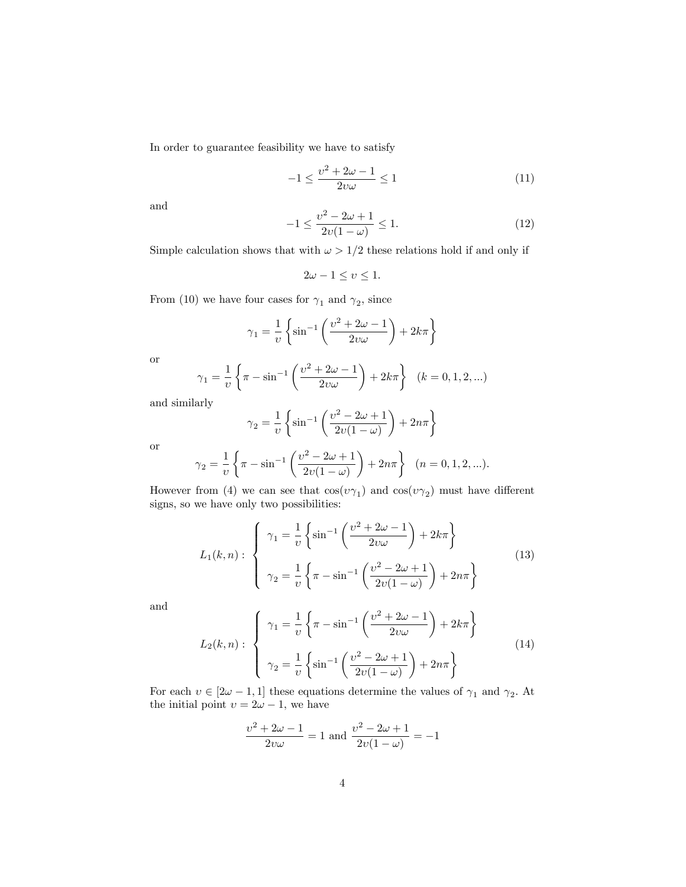In order to guarantee feasibility we have to satisfy

$$-1 \leq \frac{\upsilon^2 + 2\omega - 1}{2\upsilon\omega} \leq 1 \tag{11}$$

and

$$-1 \leq \frac{\upsilon^2 - 2\omega + 1}{2\upsilon(1-\omega)} \leq 1. \tag{12}$$

Simple calculation shows that with $\omega > 1/2$ these relations hold if and only if

$$2\omega - 1 \leq \upsilon \leq 1.$$

From (10) we have four cases for $\gamma_1$ and $\gamma_2$, since

$$\gamma_1 = \frac{1}{\upsilon}\left\{\sin^{-1}\left(\frac{\upsilon^2 + 2\omega - 1}{2\upsilon\omega}\right) + 2k\pi\right\}$$

or

$$\gamma_1 = \frac{1}{\upsilon}\left\{\pi - \sin^{-1}\left(\frac{\upsilon^2 + 2\omega - 1}{2\upsilon\omega}\right) + 2k\pi\right\} \quad (k = 0, 1, 2, ...)$$

and similarly

$$\gamma_2 = \frac{1}{\upsilon}\left\{\sin^{-1}\left(\frac{\upsilon^2 - 2\omega + 1}{2\upsilon(1-\omega)}\right) + 2n\pi\right\}$$

or

$$\gamma_2 = \frac{1}{\upsilon}\left\{\pi - \sin^{-1}\left(\frac{\upsilon^2 - 2\omega + 1}{2\upsilon(1-\omega)}\right) + 2n\pi\right\} \quad (n = 0, 1, 2, ...).$$

However from (4) we can see that $\cos(\upsilon\gamma_1)$ and $\cos(\upsilon\gamma_2)$ must have different signs, so we have only two possibilities:

$$L_1(k,n): \begin{cases} \gamma_1 = \dfrac{1}{\upsilon}\left\{\sin^{-1}\left(\dfrac{\upsilon^2 + 2\omega - 1}{2\upsilon\omega}\right) + 2k\pi\right\} \\[2ex] \gamma_2 = \dfrac{1}{\upsilon}\left\{\pi - \sin^{-1}\left(\dfrac{\upsilon^2 - 2\omega + 1}{2\upsilon(1-\omega)}\right) + 2n\pi\right\} \end{cases} \tag{13}$$

and

$$L_2(k,n): \begin{cases} \gamma_1 = \dfrac{1}{\upsilon}\left\{\pi - \sin^{-1}\left(\dfrac{\upsilon^2 + 2\omega - 1}{2\upsilon\omega}\right) + 2k\pi\right\} \\[2ex] \gamma_2 = \dfrac{1}{\upsilon}\left\{\sin^{-1}\left(\dfrac{\upsilon^2 - 2\omega + 1}{2\upsilon(1-\omega)}\right) + 2n\pi\right\} \end{cases} \tag{14}$$

For each $\upsilon \in [2\omega - 1, 1]$ these equations determine the values of $\gamma_1$ and $\gamma_2$. At the initial point $\upsilon = 2\omega - 1$, we have

$$\frac{\upsilon^2 + 2\omega - 1}{2\upsilon\omega} = 1 \text{ and } \frac{\upsilon^2 - 2\omega + 1}{2\upsilon(1-\omega)} = -1$$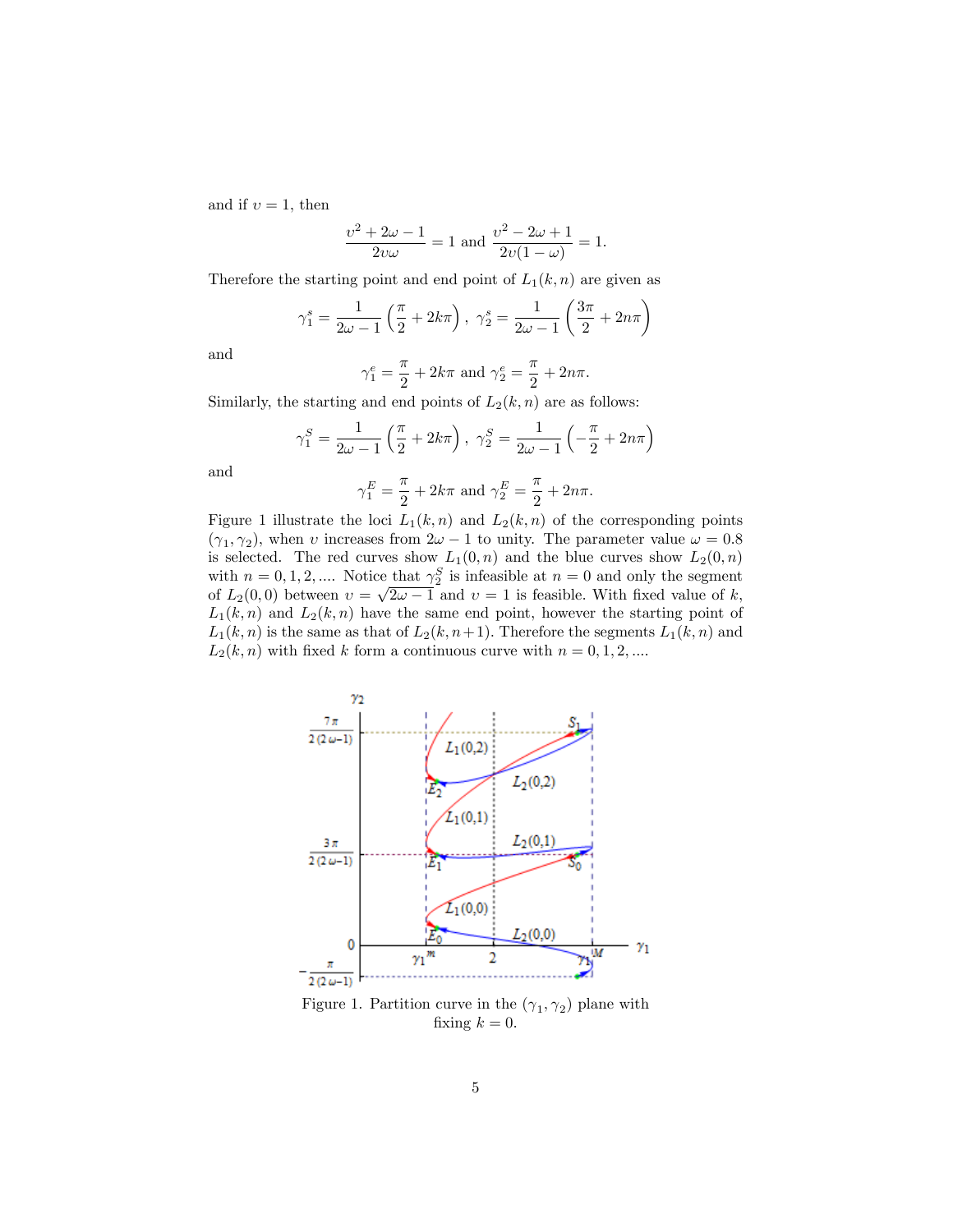and if $\upsilon = 1$, then

$$\frac{\upsilon^2 + 2\omega - 1}{2\upsilon\omega} = 1 \text{ and } \frac{\upsilon^2 - 2\omega + 1}{2\upsilon(1-\omega)} = 1.$$

Therefore the starting point and end point of $L_1(k,n)$ are given as

$$\gamma_1^s = \frac{1}{2\omega - 1}\left(\frac{\pi}{2} + 2k\pi\right),\ \gamma_2^s = \frac{1}{2\omega - 1}\left(\frac{3\pi}{2} + 2n\pi\right)$$

and

$$\gamma_1^e = \frac{\pi}{2} + 2k\pi \text{ and } \gamma_2^e = \frac{\pi}{2} + 2n\pi.$$

Similarly, the starting and end points of $L_2(k,n)$ are as follows:

$$\gamma_1^S = \frac{1}{2\omega - 1}\left(\frac{\pi}{2} + 2k\pi\right),\ \gamma_2^S = \frac{1}{2\omega - 1}\left(-\frac{\pi}{2} + 2n\pi\right)$$

and

$$\gamma_1^E = \frac{\pi}{2} + 2k\pi \text{ and } \gamma_2^E = \frac{\pi}{2} + 2n\pi.$$

Figure 1 illustrate the loci $L_1(k,n)$ and $L_2(k,n)$ of the corresponding points $(\gamma_1, \gamma_2)$, when $\upsilon$ increases from $2\omega - 1$ to unity. The parameter value $\omega = 0.8$ is selected. The red curves show $L_1(0,n)$ and the blue curves show $L_2(0,n)$ with $n = 0, 1, 2, \ldots$. Notice that $\gamma_2^S$ is infeasible at $n = 0$ and only the segment of $L_2(0,0)$ between $\upsilon = \sqrt{2\omega - 1}$ and $\upsilon = 1$ is feasible. With fixed value of $k$, $L_1(k,n)$ and $L_2(k,n)$ have the same end point, however the starting point of $L_1(k,n)$ is the same as that of $L_2(k,n+1)$. Therefore the segments $L_1(k,n)$ and $L_2(k,n)$ with fixed $k$ form a continuous curve with $n = 0, 1, 2, \ldots$.

Figure 1. Partition curve in the $(\gamma_1, \gamma_2)$ plane with fixing $k = 0$.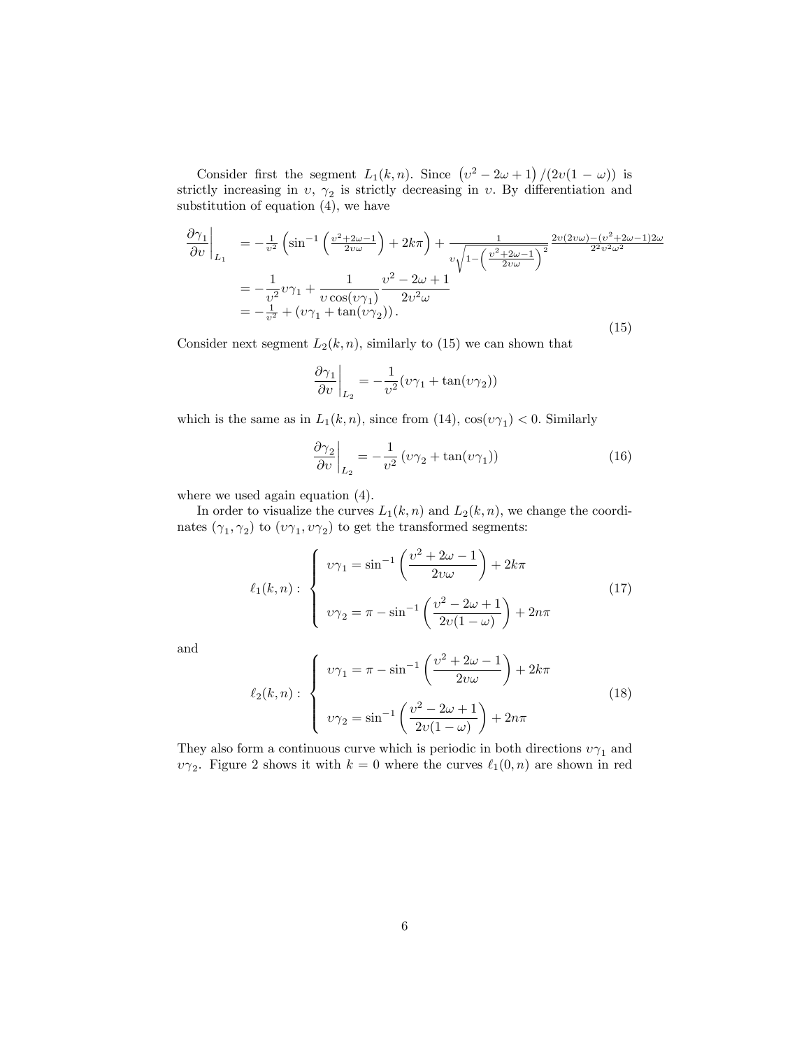Consider first the segment $L_1(k,n)$. Since $\left(\upsilon^2 - 2\omega + 1\right)/(2\upsilon(1-\omega))$ is strictly increasing in $\upsilon$, $\gamma_2$ is strictly decreasing in $\upsilon$. By differentiation and substitution of equation (4), we have

$$
\begin{aligned}
\left.\frac{\partial \gamma_1}{\partial \upsilon}\right|_{L_1} &= -\frac{1}{\upsilon^2}\left(\sin^{-1}\left(\frac{\upsilon^2+2\omega-1}{2\upsilon\omega}\right) + 2k\pi\right) + \frac{1}{\upsilon\sqrt{1-\left(\frac{\upsilon^2+2\omega-1}{2\upsilon\omega}\right)^2}} \frac{2\upsilon(2\upsilon\omega)-(\upsilon^2+2\omega-1)2\omega}{2^2\upsilon^2\omega^2} \\
&= -\frac{1}{\upsilon^2}\upsilon\gamma_1 + \frac{1}{\upsilon\cos(\upsilon\gamma_1)}\frac{\upsilon^2-2\omega+1}{2\upsilon^2\omega} \\
&= -\frac{1}{\upsilon^2} + (\upsilon\gamma_1 + \tan(\upsilon\gamma_2)).
\end{aligned}
\tag{15}
$$

Consider next segment $L_2(k,n)$, similarly to (15) we can shown that

$$
\left.\frac{\partial \gamma_1}{\partial \upsilon}\right|_{L_2} = -\frac{1}{\upsilon^2}(\upsilon\gamma_1 + \tan(\upsilon\gamma_2))
$$

which is the same as in $L_1(k,n)$, since from (14), $\cos(\upsilon\gamma_1) < 0$. Similarly

$$
\left.\frac{\partial \gamma_2}{\partial \upsilon}\right|_{L_2} = -\frac{1}{\upsilon^2}\left(\upsilon\gamma_2 + \tan(\upsilon\gamma_1)\right) \tag{16}
$$

where we used again equation (4).

In order to visualize the curves $L_1(k,n)$ and $L_2(k,n)$, we change the coordinates $(\gamma_1, \gamma_2)$ to $(\upsilon\gamma_1, \upsilon\gamma_2)$ to get the transformed segments:

$$
\ell_1(k,n): \begin{cases} \upsilon\gamma_1 = \sin^{-1}\left(\dfrac{\upsilon^2+2\omega-1}{2\upsilon\omega}\right) + 2k\pi \\[2ex] \upsilon\gamma_2 = \pi - \sin^{-1}\left(\dfrac{\upsilon^2-2\omega+1}{2\upsilon(1-\omega)}\right) + 2n\pi \end{cases} \tag{17}
$$

and

$$
\ell_2(k,n): \begin{cases} \upsilon\gamma_1 = \pi - \sin^{-1}\left(\dfrac{\upsilon^2+2\omega-1}{2\upsilon\omega}\right) + 2k\pi \\[2ex] \upsilon\gamma_2 = \sin^{-1}\left(\dfrac{\upsilon^2-2\omega+1}{2\upsilon(1-\omega)}\right) + 2n\pi \end{cases} \tag{18}
$$

They also form a continuous curve which is periodic in both directions $\upsilon\gamma_1$ and $\upsilon\gamma_2$. Figure 2 shows it with $k=0$ where the curves $\ell_1(0,n)$ are shown in red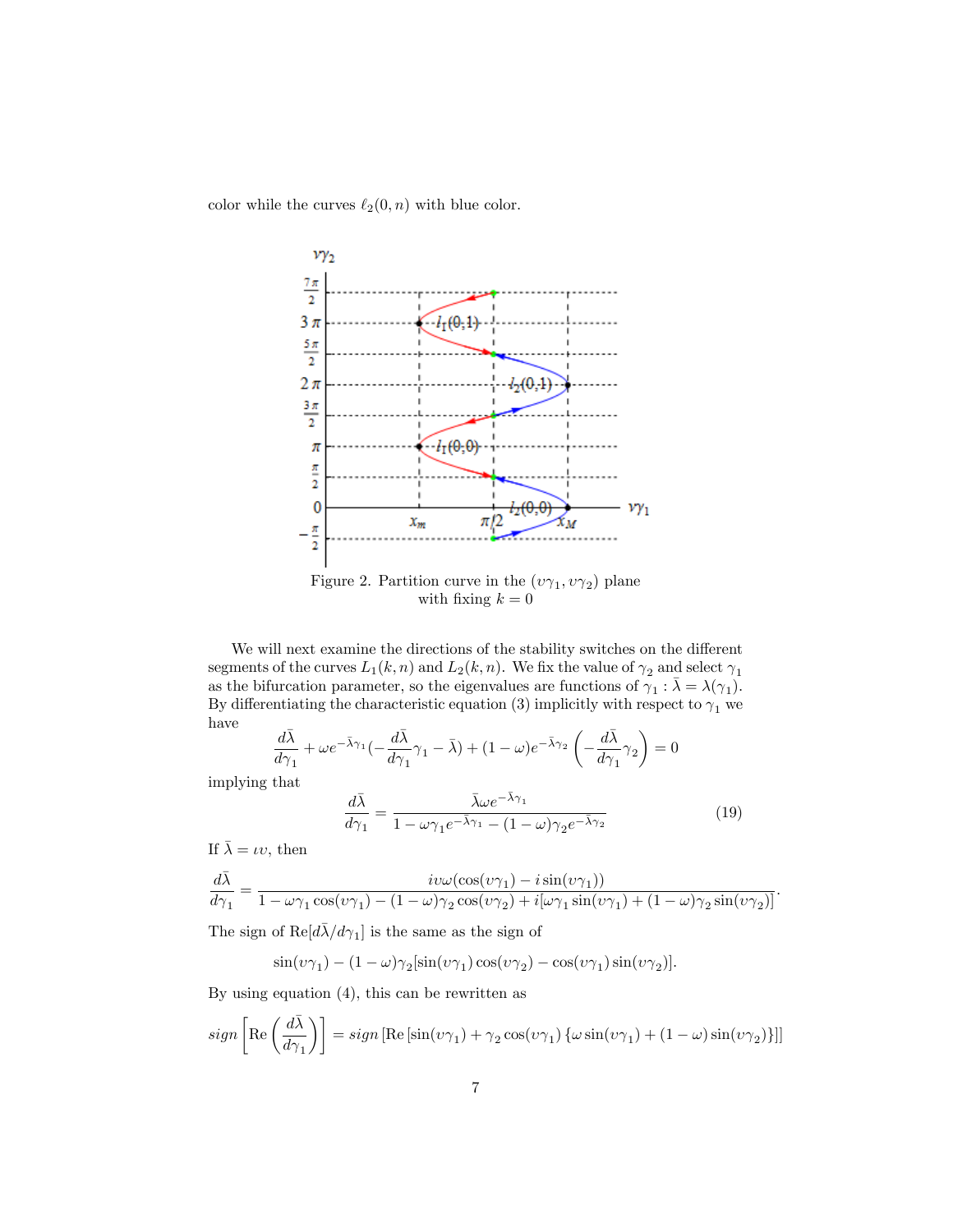color while the curves $\ell_2(0,n)$ with blue color.

Figure 2. Partition curve in the $(\upsilon\gamma_1, \upsilon\gamma_2)$ plane with fixing $k = 0$

We will next examine the directions of the stability switches on the different segments of the curves $L_1(k,n)$ and $L_2(k,n)$. We fix the value of $\gamma_2$ and select $\gamma_1$ as the bifurcation parameter, so the eigenvalues are functions of $\gamma_1 : \bar{\lambda} = \lambda(\gamma_1)$. By differentiating the characteristic equation (3) implicitly with respect to $\gamma_1$ we have

$$\frac{d\bar{\lambda}}{d\gamma_1} + \omega e^{-\bar{\lambda}\gamma_1}\left(-\frac{d\bar{\lambda}}{d\gamma_1}\gamma_1 - \bar{\lambda}\right) + (1-\omega)e^{-\bar{\lambda}\gamma_2}\left(-\frac{d\bar{\lambda}}{d\gamma_1}\gamma_2\right) = 0$$

implying that

$$\frac{d\bar{\lambda}}{d\gamma_1} = \frac{\bar{\lambda}\omega e^{-\bar{\lambda}\gamma_1}}{1 - \omega\gamma_1 e^{-\bar{\lambda}\gamma_1} - (1-\omega)\gamma_2 e^{-\bar{\lambda}\gamma_2}} \tag{19}$$

If $\bar{\lambda} = \iota\upsilon$, then

$$\frac{d\bar{\lambda}}{d\gamma_1} = \frac{i\upsilon\omega(\cos(\upsilon\gamma_1) - i\sin(\upsilon\gamma_1))}{1 - \omega\gamma_1\cos(\upsilon\gamma_1) - (1-\omega)\gamma_2\cos(\upsilon\gamma_2) + i[\omega\gamma_1\sin(\upsilon\gamma_1) + (1-\omega)\gamma_2\sin(\upsilon\gamma_2)]}.$$

The sign of $\mathrm{Re}[d\bar{\lambda}/d\gamma_1]$ is the same as the sign of

$$\sin(\upsilon\gamma_1) - (1-\omega)\gamma_2[\sin(\upsilon\gamma_1)\cos(\upsilon\gamma_2) - \cos(\upsilon\gamma_1)\sin(\upsilon\gamma_2)].$$

By using equation (4), this can be rewritten as

$$sign\left[\mathrm{Re}\left(\frac{d\bar{\lambda}}{d\gamma_1}\right)\right] = sign\left[\mathrm{Re}\left[\sin(\upsilon\gamma_1) + \gamma_2\cos(\upsilon\gamma_1)\left\{\omega\sin(\upsilon\gamma_1) + (1-\omega)\sin(\upsilon\gamma_2)\right\}\right]\right]$$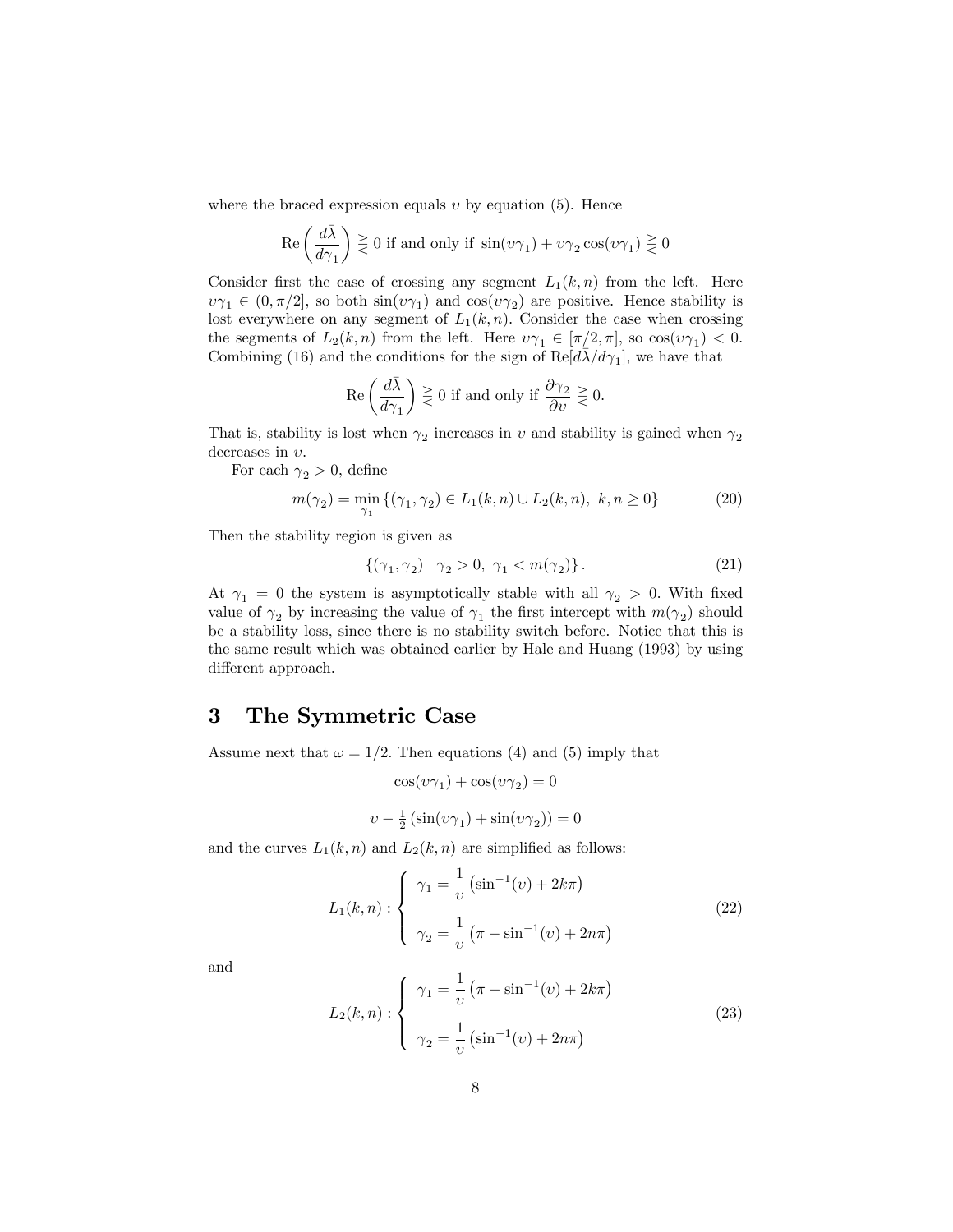where the braced expression equals $\upsilon$ by equation (5). Hence

$$\operatorname{Re}\left(\frac{d\bar{\lambda}}{d\gamma_1}\right) \gtreqless 0 \text{ if and only if } \sin(\upsilon\gamma_1) + \upsilon\gamma_2\cos(\upsilon\gamma_1) \gtreqless 0$$

Consider first the case of crossing any segment $L_1(k,n)$ from the left. Here $\upsilon\gamma_1 \in (0, \pi/2]$, so both $\sin(\upsilon\gamma_1)$ and $\cos(\upsilon\gamma_2)$ are positive. Hence stability is lost everywhere on any segment of $L_1(k,n)$. Consider the case when crossing the segments of $L_2(k,n)$ from the left. Here $\upsilon\gamma_1 \in [\pi/2, \pi]$, so $\cos(\upsilon\gamma_1) < 0$. Combining (16) and the conditions for the sign of $\operatorname{Re}[d\bar{\lambda}/d\gamma_1]$, we have that

$$\operatorname{Re}\left(\frac{d\bar{\lambda}}{d\gamma_1}\right) \gtreqless 0 \text{ if and only if } \frac{\partial\gamma_2}{\partial\upsilon} \gtreqless 0.$$

That is, stability is lost when $\gamma_2$ increases in $\upsilon$ and stability is gained when $\gamma_2$ decreases in $\upsilon$.

For each $\gamma_2 > 0$, define

$$m(\gamma_2) = \min_{\gamma_1} \{(\gamma_1, \gamma_2) \in L_1(k,n) \cup L_2(k,n),\ k, n \geq 0\} \tag{20}$$

Then the stability region is given as

$$\{(\gamma_1, \gamma_2) \mid \gamma_2 > 0,\ \gamma_1 < m(\gamma_2)\}. \tag{21}$$

At $\gamma_1 = 0$ the system is asymptotically stable with all $\gamma_2 > 0$. With fixed value of $\gamma_2$ by increasing the value of $\gamma_1$ the first intercept with $m(\gamma_2)$ should be a stability loss, since there is no stability switch before. Notice that this is the same result which was obtained earlier by Hale and Huang (1993) by using different approach.

# 3 The Symmetric Case

Assume next that $\omega = 1/2$. Then equations (4) and (5) imply that

$$\cos(\upsilon\gamma_1) + \cos(\upsilon\gamma_2) = 0$$

$$\upsilon - \tfrac{1}{2}\left(\sin(\upsilon\gamma_1) + \sin(\upsilon\gamma_2)\right) = 0$$

and the curves $L_1(k,n)$ and $L_2(k,n)$ are simplified as follows:

$$L_1(k,n) : \begin{cases} \gamma_1 = \dfrac{1}{\upsilon}\left(\sin^{-1}(\upsilon) + 2k\pi\right) \\[2ex] \gamma_2 = \dfrac{1}{\upsilon}\left(\pi - \sin^{-1}(\upsilon) + 2n\pi\right) \end{cases} \tag{22}$$

and

$$L_2(k,n) : \begin{cases} \gamma_1 = \dfrac{1}{\upsilon}\left(\pi - \sin^{-1}(\upsilon) + 2k\pi\right) \\[2ex] \gamma_2 = \dfrac{1}{\upsilon}\left(\sin^{-1}(\upsilon) + 2n\pi\right) \end{cases} \tag{23}$$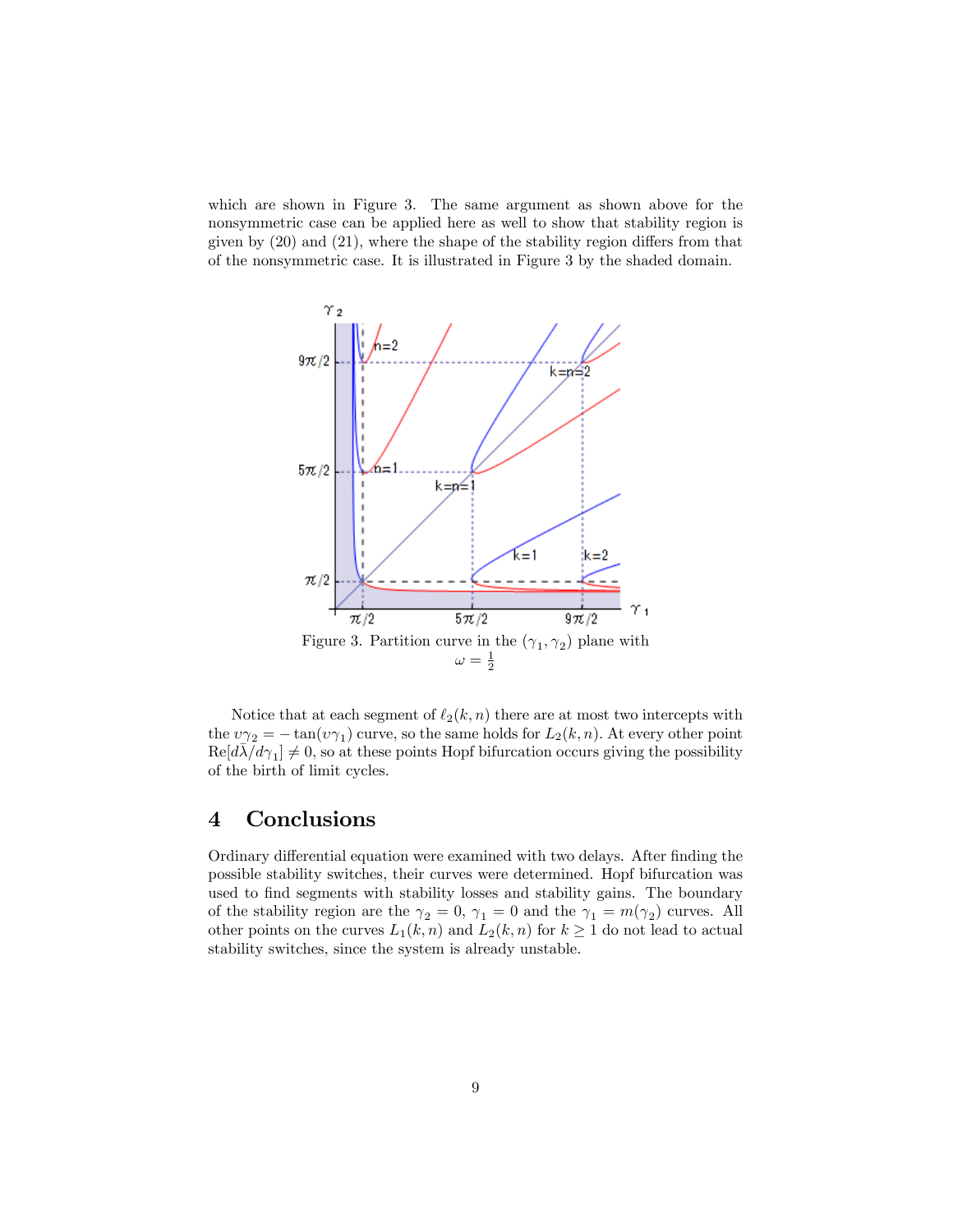which are shown in Figure 3. The same argument as shown above for the nonsymmetric case can be applied here as well to show that stability region is given by (20) and (21), where the shape of the stability region differs from that of the nonsymmetric case. It is illustrated in Figure 3 by the shaded domain.

Figure 3. Partition curve in the $(\gamma_1, \gamma_2)$ plane with $\omega = \frac{1}{2}$

Notice that at each segment of $\ell_2(k, n)$ there are at most two intercepts with the $\upsilon\gamma_2 = -\tan(\upsilon\gamma_1)$ curve, so the same holds for $L_2(k, n)$. At every other point $\text{Re}[d\lambda/d\gamma_1] \neq 0$, so at these points Hopf bifurcation occurs giving the possibility of the birth of limit cycles.

## 4 Conclusions

Ordinary differential equation were examined with two delays. After finding the possible stability switches, their curves were determined. Hopf bifurcation was used to find segments with stability losses and stability gains. The boundary of the stability region are the $\gamma_2 = 0$, $\gamma_1 = 0$ and the $\gamma_1 = m(\gamma_2)$ curves. All other points on the curves $L_1(k, n)$ and $L_2(k, n)$ for $k \geq 1$ do not lead to actual stability switches, since the system is already unstable.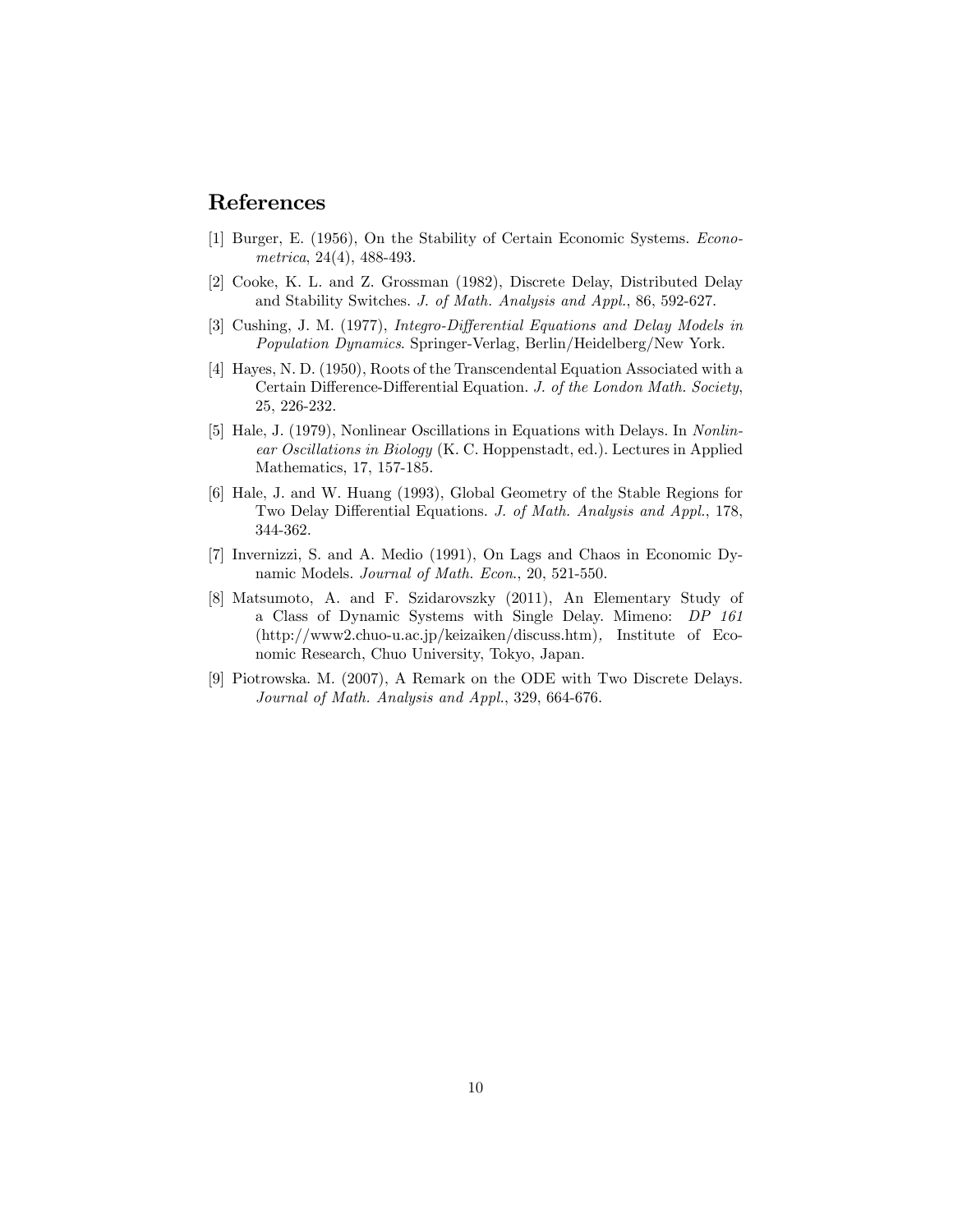## References

[1] Burger, E. (1956), On the Stability of Certain Economic Systems. *Econometrica*, 24(4), 488-493.

[2] Cooke, K. L. and Z. Grossman (1982), Discrete Delay, Distributed Delay and Stability Switches. *J. of Math. Analysis and Appl.*, 86, 592-627.

[3] Cushing, J. M. (1977), *Integro-Differential Equations and Delay Models in Population Dynamics*. Springer-Verlag, Berlin/Heidelberg/New York.

[4] Hayes, N. D. (1950), Roots of the Transcendental Equation Associated with a Certain Difference-Differential Equation. *J. of the London Math. Society*, 25, 226-232.

[5] Hale, J. (1979), Nonlinear Oscillations in Equations with Delays. In *Nonlinear Oscillations in Biology* (K. C. Hoppenstadt, ed.). Lectures in Applied Mathematics, 17, 157-185.

[6] Hale, J. and W. Huang (1993), Global Geometry of the Stable Regions for Two Delay Differential Equations. *J. of Math. Analysis and Appl.*, 178, 344-362.

[7] Invernizzi, S. and A. Medio (1991), On Lags and Chaos in Economic Dynamic Models. *Journal of Math. Econ.*, 20, 521-550.

[8] Matsumoto, A. and F. Szidarovszky (2011), An Elementary Study of a Class of Dynamic Systems with Single Delay. Mimeno: *DP 161* (http://www2.chuo-u.ac.jp/keizaiken/discuss.htm), Institute of Economic Research, Chuo University, Tokyo, Japan.

[9] Piotrowska. M. (2007), A Remark on the ODE with Two Discrete Delays. *Journal of Math. Analysis and Appl.*, 329, 664-676.